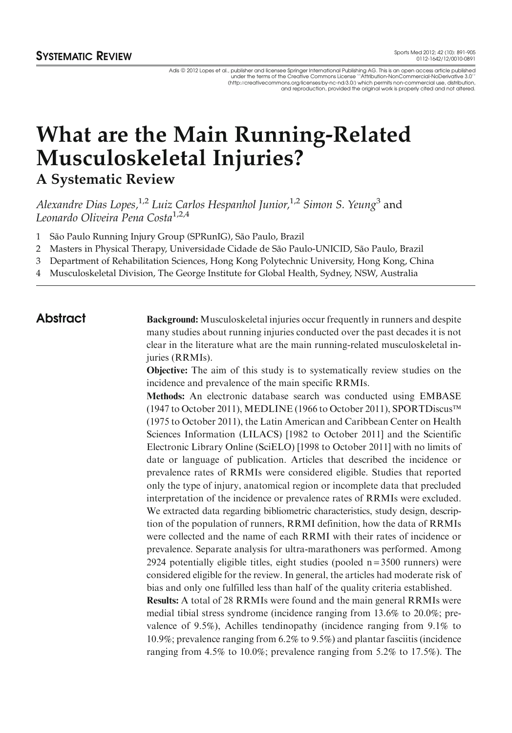SYSTEMATIC REVIEW

Adis © 2012 Lopes et al., publisher and licensee Springer International Publishing AG. This is an open access article published under the terms of the Creative Commons License ''Attribution-NonCommercial-NoDerivative 3.0'' (http://creativecommons.org/licenses/by-nc-nd/3.0/) which permits non-commercial use, distribution, and reproduction, provided the original work is properly cited and not altered.

# What are the Main Running-Related Musculoskeletal Injuries?

## A Systematic Review

*Alexandre Dias Lopes,*[1,2] *Luiz Carlos Hespanhol Junior,*[1,2] *Simon S. Yeung*[3] and *Leonardo Oliveira Pena Costa*[1,2,4]

1 São Paulo Running Injury Group (SPRunIG), São Paulo, Brazil
2 Masters in Physical Therapy, Universidade Cidade de São Paulo-UNICID, São Paulo, Brazil
3 Department of Rehabilitation Sciences, Hong Kong Polytechnic University, Hong Kong, China
4 Musculoskeletal Division, The George Institute for Global Health, Sydney, NSW, Australia

## Abstract

**Background:** Musculoskeletal injuries occur frequently in runners and despite many studies about running injuries conducted over the past decades it is not clear in the literature what are the main running-related musculoskeletal injuries (RRMIs).

**Objective:** The aim of this study is to systematically review studies on the incidence and prevalence of the main specific RRMIs.

**Methods:** An electronic database search was conducted using EMBASE (1947 to October 2011), MEDLINE (1966 to October 2011), SPORTDiscus™ (1975 to October 2011), the Latin American and Caribbean Center on Health Sciences Information (LILACS) [1982 to October 2011] and the Scientific Electronic Library Online (SciELO) [1998 to October 2011] with no limits of date or language of publication. Articles that described the incidence or prevalence rates of RRMIs were considered eligible. Studies that reported only the type of injury, anatomical region or incomplete data that precluded interpretation of the incidence or prevalence rates of RRMIs were excluded. We extracted data regarding bibliometric characteristics, study design, description of the population of runners, RRMI definition, how the data of RRMIs were collected and the name of each RRMI with their rates of incidence or prevalence. Separate analysis for ultra-marathoners was performed. Among 2924 potentially eligible titles, eight studies (pooled n = 3500 runners) were considered eligible for the review. In general, the articles had moderate risk of bias and only one fulfilled less than half of the quality criteria established.

**Results:** A total of 28 RRMIs were found and the main general RRMIs were medial tibial stress syndrome (incidence ranging from 13.6% to 20.0%; prevalence of 9.5%), Achilles tendinopathy (incidence ranging from 9.1% to 10.9%; prevalence ranging from 6.2% to 9.5%) and plantar fasciitis (incidence ranging from 4.5% to 10.0%; prevalence ranging from 5.2% to 17.5%). The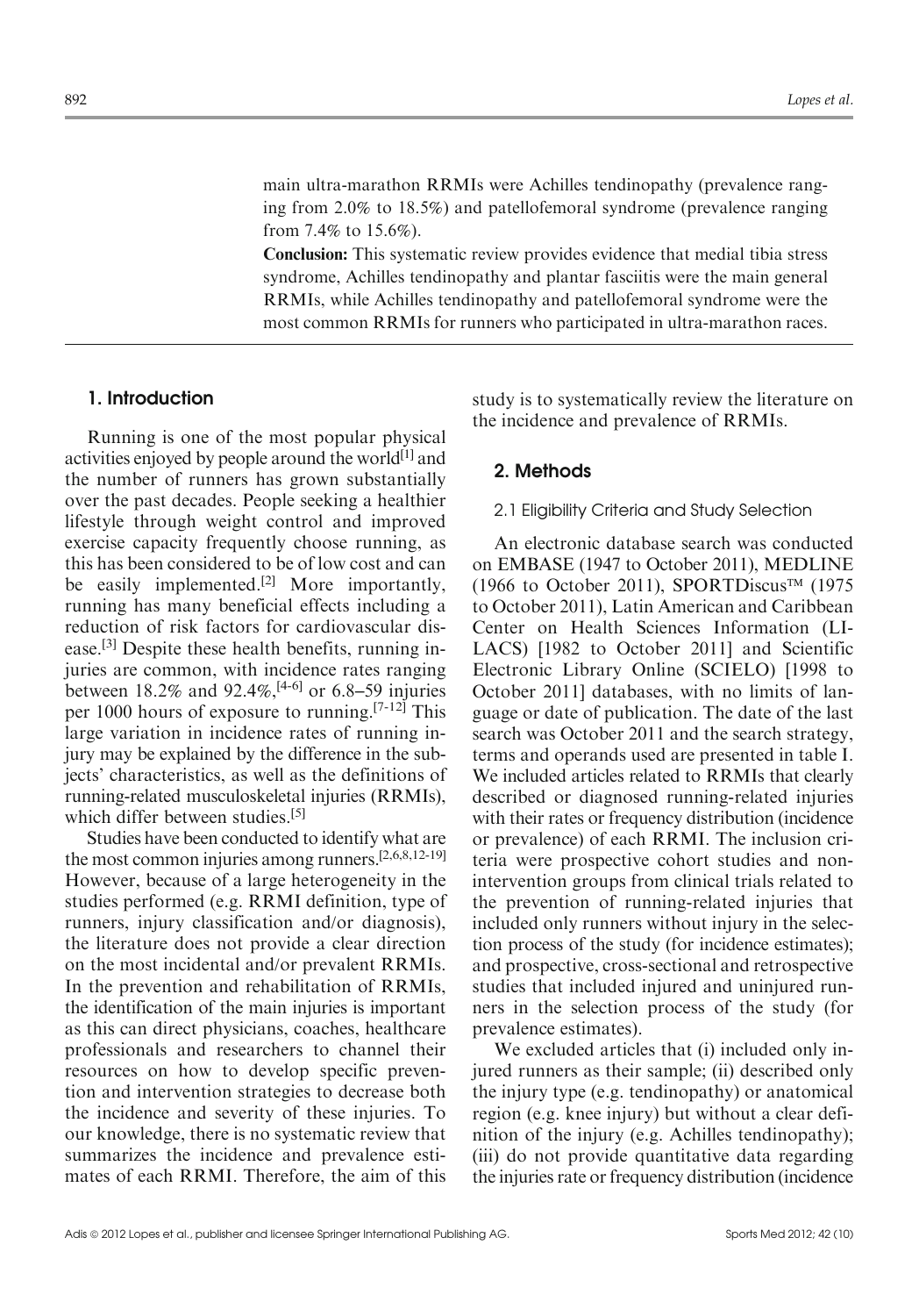main ultra-marathon RRMIs were Achilles tendinopathy (prevalence ranging from 2.0% to 18.5%) and patellofemoral syndrome (prevalence ranging from 7.4% to 15.6%).

**Conclusion:** This systematic review provides evidence that medial tibia stress syndrome, Achilles tendinopathy and plantar fasciitis were the main general RRMIs, while Achilles tendinopathy and patellofemoral syndrome were the most common RRMIs for runners who participated in ultra-marathon races.

## 1. Introduction

Running is one of the most popular physical activities enjoyed by people around the world[1] and the number of runners has grown substantially over the past decades. People seeking a healthier lifestyle through weight control and improved exercise capacity frequently choose running, as this has been considered to be of low cost and can be easily implemented.[2] More importantly, running has many beneficial effects including a reduction of risk factors for cardiovascular disease.[3] Despite these health benefits, running injuries are common, with incidence rates ranging between 18.2% and 92.4%,[4-6] or 6.8–59 injuries per 1000 hours of exposure to running.[7-12] This large variation in incidence rates of running injury may be explained by the difference in the subjects' characteristics, as well as the definitions of running-related musculoskeletal injuries (RRMIs), which differ between studies.[5]

Studies have been conducted to identify what are the most common injuries among runners.[2,6,8,12-19] However, because of a large heterogeneity in the studies performed (e.g. RRMI definition, type of runners, injury classification and/or diagnosis), the literature does not provide a clear direction on the most incidental and/or prevalent RRMIs. In the prevention and rehabilitation of RRMIs, the identification of the main injuries is important as this can direct physicians, coaches, healthcare professionals and researchers to channel their resources on how to develop specific prevention and intervention strategies to decrease both the incidence and severity of these injuries. To our knowledge, there is no systematic review that summarizes the incidence and prevalence estimates of each RRMI. Therefore, the aim of this study is to systematically review the literature on the incidence and prevalence of RRMIs.

## 2. Methods

### 2.1 Eligibility Criteria and Study Selection

An electronic database search was conducted on EMBASE (1947 to October 2011), MEDLINE (1966 to October 2011), SPORTDiscus™ (1975 to October 2011), Latin American and Caribbean Center on Health Sciences Information (LILACS) [1982 to October 2011] and Scientific Electronic Library Online (SCIELO) [1998 to October 2011] databases, with no limits of language or date of publication. The date of the last search was October 2011 and the search strategy, terms and operands used are presented in table I. We included articles related to RRMIs that clearly described or diagnosed running-related injuries with their rates or frequency distribution (incidence or prevalence) of each RRMI. The inclusion criteria were prospective cohort studies and non-intervention groups from clinical trials related to the prevention of running-related injuries that included only runners without injury in the selection process of the study (for incidence estimates); and prospective, cross-sectional and retrospective studies that included injured and uninjured runners in the selection process of the study (for prevalence estimates).

We excluded articles that (i) included only injured runners as their sample; (ii) described only the injury type (e.g. tendinopathy) or anatomical region (e.g. knee injury) but without a clear definition of the injury (e.g. Achilles tendinopathy); (iii) do not provide quantitative data regarding the injuries rate or frequency distribution (incidence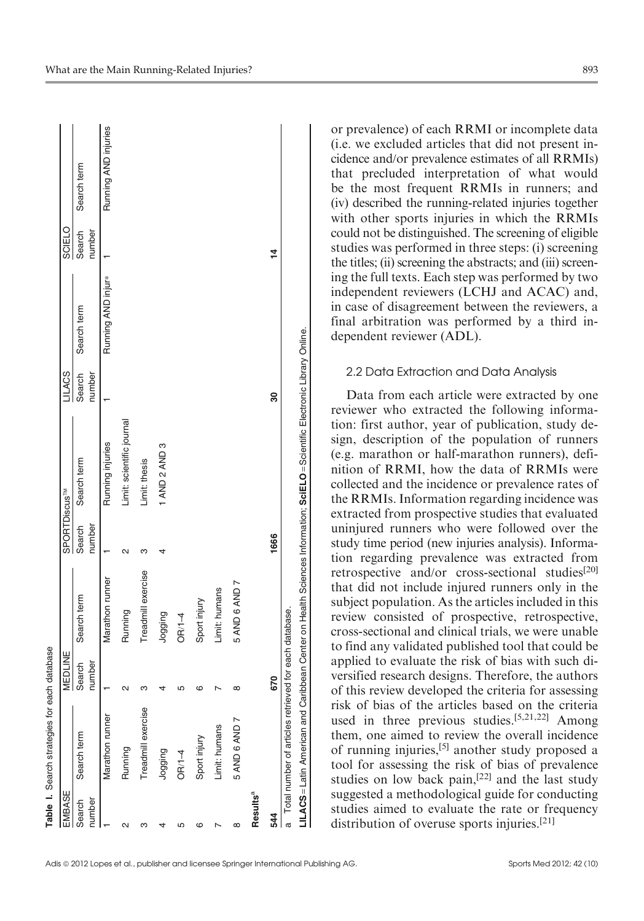**Table I.** Search strategies for each database

| EMBASE | | MEDLINE | | SPORTDiscus™ | | LILACS | | SCIELO | |
|---|---|---|---|---|---|---|---|---|---|
| Search number | Search term | Search number | Search term | Search number | Search term | Search number | Search term | Search number | Search term |
| 1 | Marathon runner | 1 | Marathon runner | 1 | Running injuries | 1 | Running AND injur* | 1 | Running AND injuries |
| 2 | Running | 2 | Running | 2 | Limit: scientific journal | | | | |
| 3 | Treadmill exercise | 3 | Treadmill exercise | 3 | Limit: thesis | | | | |
| 4 | Jogging | 4 | Jogging | 4 | 1 AND 2 AND 3 | | | | |
| 5 | OR/1–4 | 5 | OR/1–4 | | | | | | |
| 6 | Sport injury | 6 | Sport injury | | | | | | |
| 7 | Limit: humans | 7 | Limit: humans | | | | | | |
| 8 | 5 AND 6 AND 7 | 8 | 5 AND 6 AND 7 | | | | | | |
| **Results**[a] | | | | | | | | | |
| 544 | | 670 | | 1666 | | 30 | | 14 | |

a Total number of articles retrieved for each database.

**LILACS** = Latin American and Caribbean Center on Health Sciences Information; **SciELO** = Scientific Electronic Library Online.

or prevalence) of each RRMI or incomplete data (i.e. we excluded articles that did not present incidence and/or prevalence estimates of all RRMIs) that precluded interpretation of what would be the most frequent RRMIs in runners; and (iv) described the running-related injuries together with other sports injuries in which the RRMIs could not be distinguished. The screening of eligible studies was performed in three steps: (i) screening the titles; (ii) screening the abstracts; and (iii) screening the full texts. Each step was performed by two independent reviewers (LCHJ and ACAC) and, in case of disagreement between the reviewers, a final arbitration was performed by a third independent reviewer (ADL).

### 2.2 Data Extraction and Data Analysis

Data from each article were extracted by one reviewer who extracted the following information: first author, year of publication, study design, description of the population of runners (e.g. marathon or half-marathon runners), definition of RRMI, how the data of RRMIs were collected and the incidence or prevalence rates of the RRMIs. Information regarding incidence was extracted from prospective studies that evaluated uninjured runners who were followed over the study time period (new injuries analysis). Information regarding prevalence was extracted from retrospective and/or cross-sectional studies[20] that did not include injured runners only in the subject population. As the articles included in this review consisted of prospective, retrospective, cross-sectional and clinical trials, we were unable to find any validated published tool that could be applied to evaluate the risk of bias with such diversified research designs. Therefore, the authors of this review developed the criteria for assessing risk of bias of the articles based on the criteria used in three previous studies.[5,21,22] Among them, one aimed to review the overall incidence of running injuries,[5] another study proposed a tool for assessing the risk of bias of prevalence studies on low back pain,[22] and the last study suggested a methodological guide for conducting studies aimed to evaluate the rate or frequency distribution of overuse sports injuries.[21]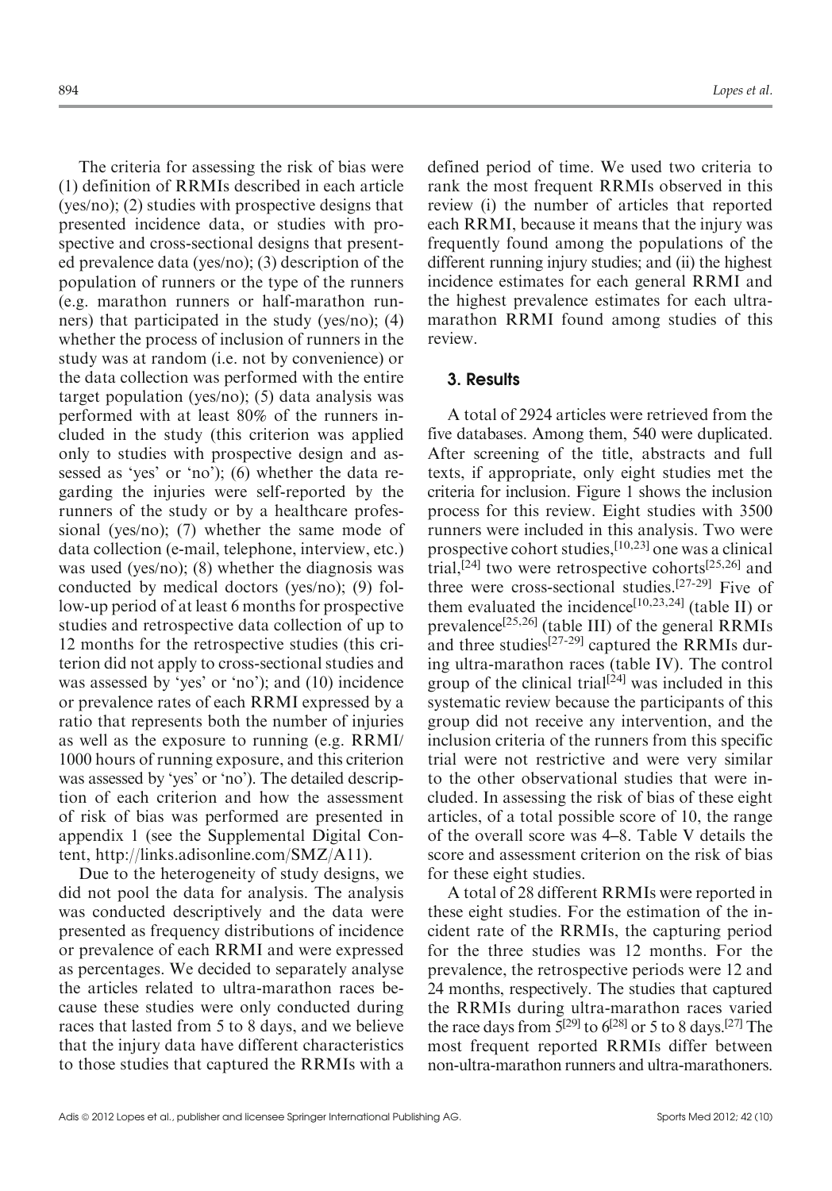The criteria for assessing the risk of bias were (1) definition of RRMIs described in each article (yes/no); (2) studies with prospective designs that presented incidence data, or studies with prospective and cross-sectional designs that presented prevalence data (yes/no); (3) description of the population of runners or the type of the runners (e.g. marathon runners or half-marathon runners) that participated in the study (yes/no); (4) whether the process of inclusion of runners in the study was at random (i.e. not by convenience) or the data collection was performed with the entire target population (yes/no); (5) data analysis was performed with at least 80% of the runners included in the study (this criterion was applied only to studies with prospective design and assessed as 'yes' or 'no'); (6) whether the data regarding the injuries were self-reported by the runners of the study or by a healthcare professional (yes/no); (7) whether the same mode of data collection (e-mail, telephone, interview, etc.) was used (yes/no); (8) whether the diagnosis was conducted by medical doctors (yes/no); (9) follow-up period of at least 6 months for prospective studies and retrospective data collection of up to 12 months for the retrospective studies (this criterion did not apply to cross-sectional studies and was assessed by 'yes' or 'no'); and (10) incidence or prevalence rates of each RRMI expressed by a ratio that represents both the number of injuries as well as the exposure to running (e.g. RRMI/1000 hours of running exposure, and this criterion was assessed by 'yes' or 'no'). The detailed description of each criterion and how the assessment of risk of bias was performed are presented in appendix 1 (see the Supplemental Digital Content, http://links.adisonline.com/SMZ/A11).

Due to the heterogeneity of study designs, we did not pool the data for analysis. The analysis was conducted descriptively and the data were presented as frequency distributions of incidence or prevalence of each RRMI and were expressed as percentages. We decided to separately analyse the articles related to ultra-marathon races because these studies were only conducted during races that lasted from 5 to 8 days, and we believe that the injury data have different characteristics to those studies that captured the RRMIs with a defined period of time. We used two criteria to rank the most frequent RRMIs observed in this review (i) the number of articles that reported each RRMI, because it means that the injury was frequently found among the populations of the different running injury studies; and (ii) the highest incidence estimates for each general RRMI and the highest prevalence estimates for each ultra-marathon RRMI found among studies of this review.

## 3. Results

A total of 2924 articles were retrieved from the five databases. Among them, 540 were duplicated. After screening of the title, abstracts and full texts, if appropriate, only eight studies met the criteria for inclusion. Figure 1 shows the inclusion process for this review. Eight studies with 3500 runners were included in this analysis. Two were prospective cohort studies,[10,23] one was a clinical trial,[24] two were retrospective cohorts[25,26] and three were cross-sectional studies.[27-29] Five of them evaluated the incidence[10,23,24] (table II) or prevalence[25,26] (table III) of the general RRMIs and three studies[27-29] captured the RRMIs during ultra-marathon races (table IV). The control group of the clinical trial[24] was included in this systematic review because the participants of this group did not receive any intervention, and the inclusion criteria of the runners from this specific trial were not restrictive and were very similar to the other observational studies that were included. In assessing the risk of bias of these eight articles, of a total possible score of 10, the range of the overall score was 4–8. Table V details the score and assessment criterion on the risk of bias for these eight studies.

A total of 28 different RRMIs were reported in these eight studies. For the estimation of the incident rate of the RRMIs, the capturing period for the three studies was 12 months. For the prevalence, the retrospective periods were 12 and 24 months, respectively. The studies that captured the RRMIs during ultra-marathon races varied the race days from 5[29] to 6[28] or 5 to 8 days.[27] The most frequent reported RRMIs differ between non-ultra-marathon runners and ultra-marathoners.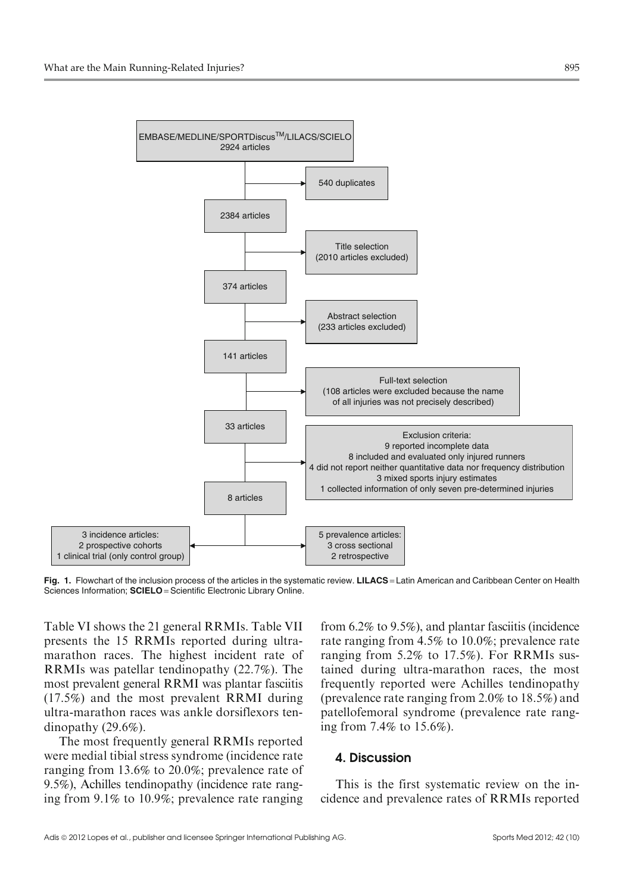EMBASE/MEDLINE/SPORTDiscus™/LILACS/SCIELO
2924 articles

→ 540 duplicates

2384 articles

→ Title selection (2010 articles excluded)

374 articles

→ Abstract selection (233 articles excluded)

141 articles

→ Full-text selection (108 articles were excluded because the name of all injuries was not precisely described)

33 articles

→ Exclusion criteria:
9 reported incomplete data
8 included and evaluated only injured runners
4 did not report neither quantitative data nor frequency distribution
3 mixed sports injury estimates
1 collected information of only seven pre-determined injuries

8 articles

3 incidence articles:
2 prospective cohorts
1 clinical trial (only control group)

5 prevalence articles:
3 cross sectional
2 retrospective

**Fig. 1.** Flowchart of the inclusion process of the articles in the systematic review. **LILACS** = Latin American and Caribbean Center on Health Sciences Information; **SCIELO** = Scientific Electronic Library Online.

Table VI shows the 21 general RRMIs. Table VII presents the 15 RRMIs reported during ultra-marathon races. The highest incident rate of RRMIs was patellar tendinopathy (22.7%). The most prevalent general RRMI was plantar fasciitis (17.5%) and the most prevalent RRMI during ultra-marathon races was ankle dorsiflexors tendinopathy (29.6%).

The most frequently general RRMIs reported were medial tibial stress syndrome (incidence rate ranging from 13.6% to 20.0%; prevalence rate of 9.5%), Achilles tendinopathy (incidence rate ranging from 9.1% to 10.9%; prevalence rate ranging from 6.2% to 9.5%), and plantar fasciitis (incidence rate ranging from 4.5% to 10.0%; prevalence rate ranging from 5.2% to 17.5%). For RRMIs sustained during ultra-marathon races, the most frequently reported were Achilles tendinopathy (prevalence rate ranging from 2.0% to 18.5%) and patellofemoral syndrome (prevalence rate ranging from 7.4% to 15.6%).

## 4. Discussion

This is the first systematic review on the incidence and prevalence rates of RRMIs reported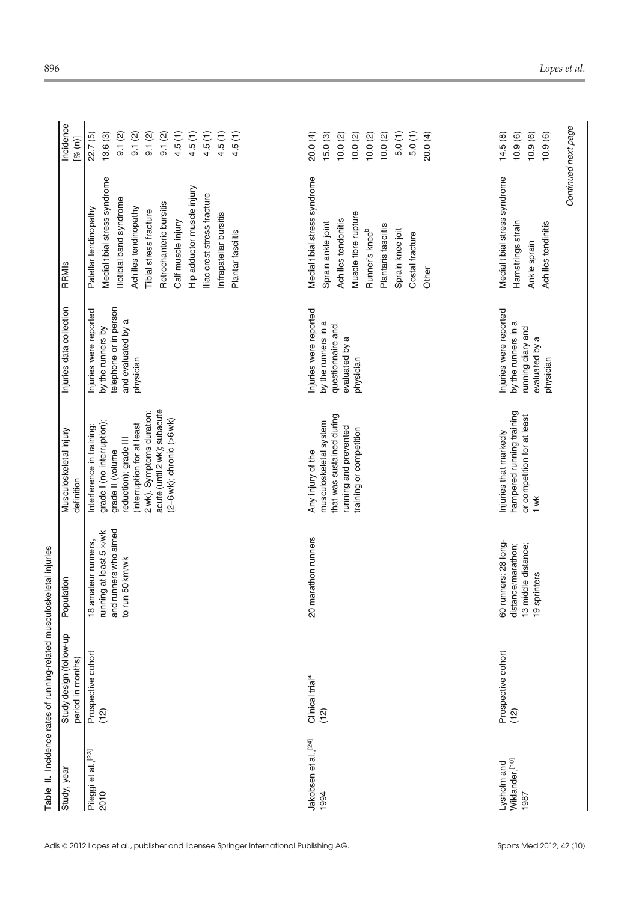**Table II.** Incidence rates of running-related musculoskeletal injuries

| Study, year | Study design (follow-up period in months) | Population | Musculoskeletal injury definition | Injuries data collection | RRMIs | Incidence [% (n)] |
|---|---|---|---|---|---|---|
| Pileggi et al.,[23] 2010 | Prospective cohort (12) | 18 amateur runners, running at least 5×/wk and runners who aimed to run 50 km/wk | Interference in training: grade I (no interruption); grade II (volume reduction); grade III (interruption for at least 2 wk). Symptoms duration: acute (until 2 wk); subacute (2–6 wk); chronic (>6 wk) | Injuries were reported by the runners by telephone or in person and evaluated by a physician | Patellar tendinopathy | 22.7 (5) |
| | | | | | Medial tibial stress syndrome | 13.6 (3) |
| | | | | | Iliotibial band syndrome | 9.1 (2) |
| | | | | | Achilles tendinopathy | 9.1 (2) |
| | | | | | Tibial stress fracture | 9.1 (2) |
| | | | | | Retrochanteric bursitis | 9.1 (2) |
| | | | | | Calf muscle injury | 4.5 (1) |
| | | | | | Hip adductor muscle injury | 4.5 (1) |
| | | | | | Iliac crest stress fracture | 4.5 (1) |
| | | | | | Infrapatellar bursitis | 4.5 (1) |
| | | | | | Plantar fasciitis | 4.5 (1) |
| Jakobsen et al.,[24] 1994 | Clinical trial[a] (12) | 20 marathon runners | Any injury of the musculoskeletal system that was sustained during running and prevented training or competition | Injuries were reported by the runners in a questionnaire and evaluated by a physician | Medial tibial stress syndrome | 20.0 (4) |
| | | | | | Sprain ankle joint | 15.0 (3) |
| | | | | | Achilles tendonitis | 10.0 (2) |
| | | | | | Muscle fibre rupture | 10.0 (2) |
| | | | | | Runner's knee[b] | 10.0 (2) |
| | | | | | Plantaris fasciitis | 10.0 (2) |
| | | | | | Sprain knee joit | 5.0 (1) |
| | | | | | Costal fracture | 5.0 (1) |
| | | | | | Other | 20.0 (4) |
| Lysholm and Wiklander,[10] 1987 | Prospective cohort (12) | 60 runners: 28 long-distance/marathon; 13 middle distance; 19 sprinters | Injuries that markedly hampered running training or competition for at least 1 wk | Injuries were reported by the runners in a running diary and evaluated by a physician | Medial tibial stress syndrome | 14.5 (8) |
| | | | | | Hamstrings strain | 10.9 (6) |
| | | | | | Ankle sprain | 10.9 (6) |
| | | | | | Achilles tendinitis | 10.9 (6) |

*Continued next page*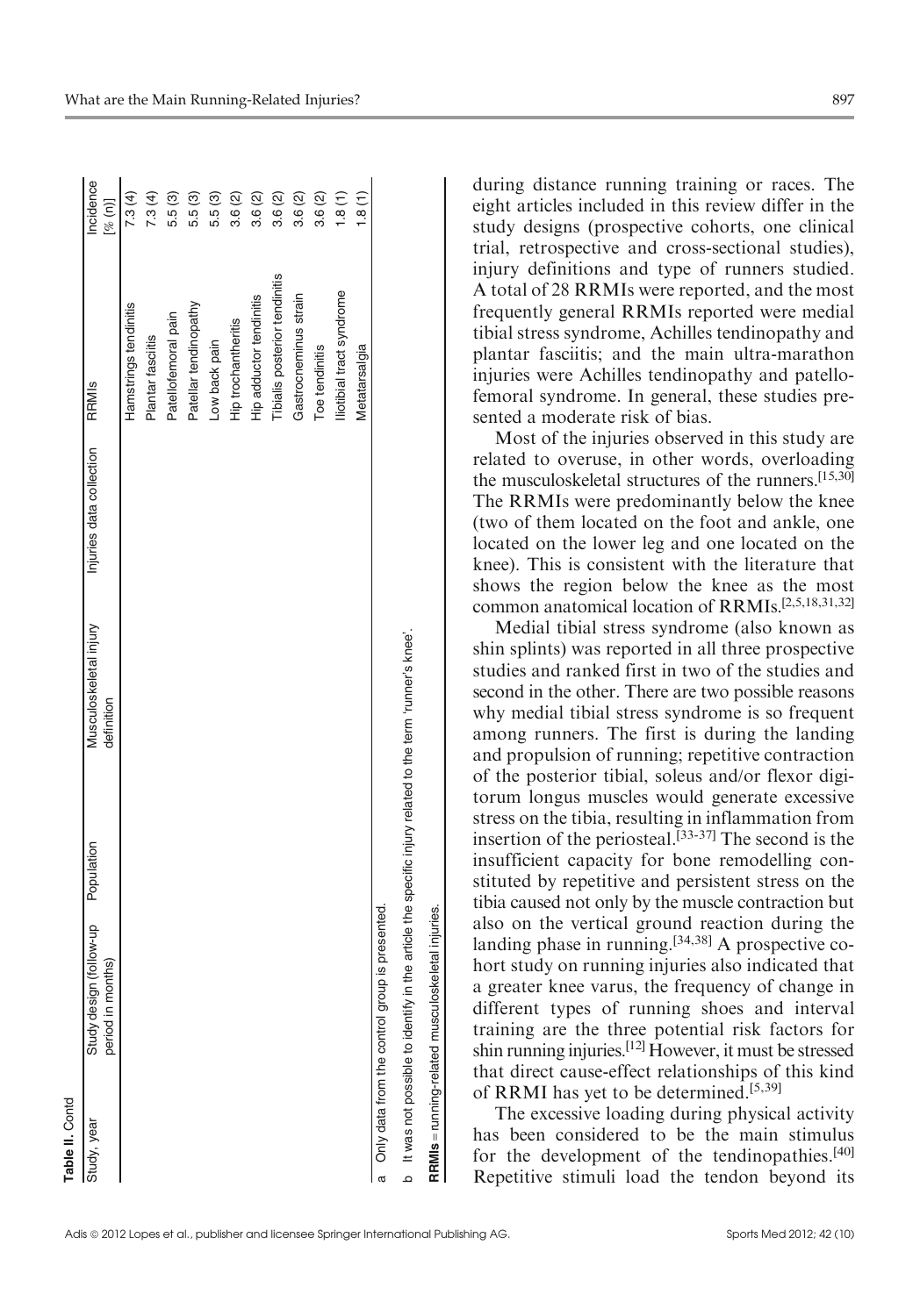**Table II. Contd**

| Study, year | Study design (follow-up period in months) | Population | Musculoskeletal injury definition | Injuries data collection | RRMIs | Incidence [% (n)] |
|---|---|---|---|---|---|---|
| | | | | | Hamstrings tendinitis | 7.3 (4) |
| | | | | | Plantar fasciitis | 7.3 (4) |
| | | | | | Patellofemoral pain | 5.5 (3) |
| | | | | | Patellar tendinopathy | 5.5 (3) |
| | | | | | Low back pain | 5.5 (3) |
| | | | | | Hip trochantheritis | 3.6 (2) |
| | | | | | Hip adductor tendinitis | 3.6 (2) |
| | | | | | Tibialis posterior tendinitis | 3.6 (2) |
| | | | | | Gastrocneminus strain | 3.6 (2) |
| | | | | | Toe tendinitis | 3.6 (2) |
| | | | | | Iliotibial tract syndrome | 1.8 (1) |
| | | | | | Metatarsalgia | 1.8 (1) |

a Only data from the control group is presented.

b It was not possible to identify in the article the specific injury related to the term 'runner's knee'.

**RRMIs** = running-related musculoskeletal injuries.

during distance running training or races. The eight articles included in this review differ in the study designs (prospective cohorts, one clinical trial, retrospective and cross-sectional studies), injury definitions and type of runners studied. A total of 28 RRMIs were reported, and the most frequently general RRMIs reported were medial tibial stress syndrome, Achilles tendinopathy and plantar fasciitis; and the main ultra-marathon injuries were Achilles tendinopathy and patellofemoral syndrome. In general, these studies presented a moderate risk of bias.

Most of the injuries observed in this study are related to overuse, in other words, overloading the musculoskeletal structures of the runners.[15,30] The RRMIs were predominantly below the knee (two of them located on the foot and ankle, one located on the lower leg and one located on the knee). This is consistent with the literature that shows the region below the knee as the most common anatomical location of RRMIs.[2,5,18,31,32]

Medial tibial stress syndrome (also known as shin splints) was reported in all three prospective studies and ranked first in two of the studies and second in the other. There are two possible reasons why medial tibial stress syndrome is so frequent among runners. The first is during the landing and propulsion of running; repetitive contraction of the posterior tibial, soleus and/or flexor digitorum longus muscles would generate excessive stress on the tibia, resulting in inflammation from insertion of the periosteal.[33-37] The second is the insufficient capacity for bone remodelling constituted by repetitive and persistent stress on the tibia caused not only by the muscle contraction but also on the vertical ground reaction during the landing phase in running.[34,38] A prospective cohort study on running injuries also indicated that a greater knee varus, the frequency of change in different types of running shoes and interval training are the three potential risk factors for shin running injuries.[12] However, it must be stressed that direct cause-effect relationships of this kind of RRMI has yet to be determined.[5,39]

The excessive loading during physical activity has been considered to be the main stimulus for the development of the tendinopathies.[40] Repetitive stimuli load the tendon beyond its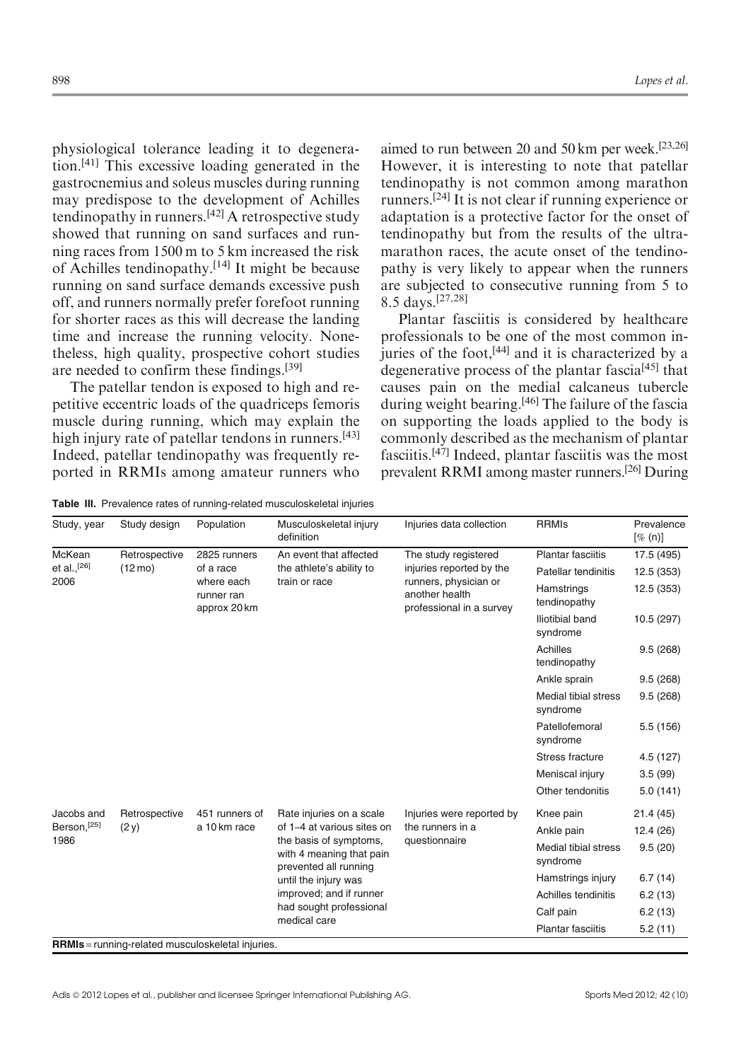physiological tolerance leading it to degeneration.[41] This excessive loading generated in the gastrocnemius and soleus muscles during running may predispose to the development of Achilles tendinopathy in runners.[42] A retrospective study showed that running on sand surfaces and running races from 1500 m to 5 km increased the risk of Achilles tendinopathy.[14] It might be because running on sand surface demands excessive push off, and runners normally prefer forefoot running for shorter races as this will decrease the landing time and increase the running velocity. Nonetheless, high quality, prospective cohort studies are needed to confirm these findings.[39]

The patellar tendon is exposed to high and repetitive eccentric loads of the quadriceps femoris muscle during running, which may explain the high injury rate of patellar tendons in runners.[43] Indeed, patellar tendinopathy was frequently reported in RRMIs among amateur runners who aimed to run between 20 and 50 km per week.[23,26] However, it is interesting to note that patellar tendinopathy is not common among marathon runners.[24] It is not clear if running experience or adaptation is a protective factor for the onset of tendinopathy but from the results of the ultramarathon races, the acute onset of the tendinopathy is very likely to appear when the runners are subjected to consecutive running from 5 to 8.5 days.[27,28]

Plantar fasciitis is considered by healthcare professionals to be one of the most common injuries of the foot,[44] and it is characterized by a degenerative process of the plantar fascia[45] that causes pain on the medial calcaneus tubercle during weight bearing.[46] The failure of the fascia on supporting the loads applied to the body is commonly described as the mechanism of plantar fasciitis.[47] Indeed, plantar fasciitis was the most prevalent RRMI among master runners.[26] During

**Table III.** Prevalence rates of running-related musculoskeletal injuries

| Study, year | Study design | Population | Musculoskeletal injury definition | Injuries data collection | RRMIs | Prevalence [% (n)] |
|---|---|---|---|---|---|---|
| McKean et al.,[26] 2006 | Retrospective (12 mo) | 2825 runners of a race where each runner ran approx 20 km | An event that affected the athlete's ability to train or race | The study registered injuries reported by the runners, physician or another health professional in a survey | Plantar fasciitis | 17.5 (495) |
| | | | | | Patellar tendinitis | 12.5 (353) |
| | | | | | Hamstrings tendinopathy | 12.5 (353) |
| | | | | | Iliotibial band syndrome | 10.5 (297) |
| | | | | | Achilles tendinopathy | 9.5 (268) |
| | | | | | Ankle sprain | 9.5 (268) |
| | | | | | Medial tibial stress syndrome | 9.5 (268) |
| | | | | | Patellofemoral syndrome | 5.5 (156) |
| | | | | | Stress fracture | 4.5 (127) |
| | | | | | Meniscal injury | 3.5 (99) |
| | | | | | Other tendonitis | 5.0 (141) |
| Jacobs and Berson,[25] 1986 | Retrospective (2 y) | 451 runners of a 10 km race | Rate injuries on a scale of 1–4 at various sites on the basis of symptoms, with 4 meaning that pain prevented all running until the injury was improved; and if runner had sought professional medical care | Injuries were reported by the runners in a questionnaire | Knee pain | 21.4 (45) |
| | | | | | Ankle pain | 12.4 (26) |
| | | | | | Medial tibial stress syndrome | 9.5 (20) |
| | | | | | Hamstrings injury | 6.7 (14) |
| | | | | | Achilles tendinitis | 6.2 (13) |
| | | | | | Calf pain | 6.2 (13) |
| | | | | | Plantar fasciitis | 5.2 (11) |

**RRMIs** = running-related musculoskeletal injuries.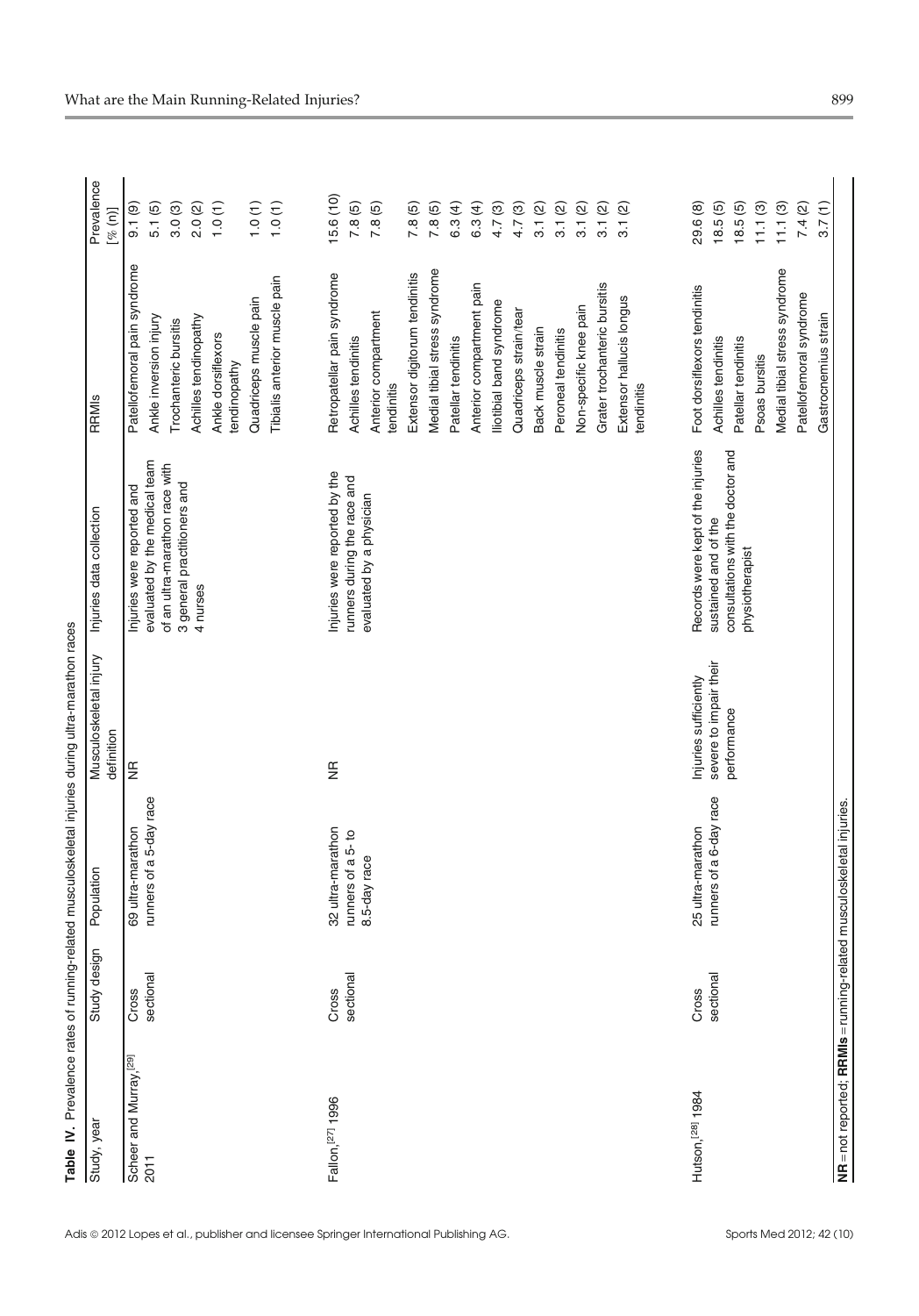**Table IV.** Prevalence rates of running-related musculoskeletal injuries during ultra-marathon races

| Study, year | Study design | Population | Musculoskeletal injury definition | Injuries data collection | RRMIs | Prevalence [% (n)] |
|---|---|---|---|---|---|---|
| Scheer and Murray,[29] 2011 | Cross sectional | 69 ultra-marathon runners of a 5-day race | NR | Injuries were reported and evaluated by the medical team of an ultra-marathon race with 3 general practitioners and 4 nurses | Patellofemoral pain syndrome | 9.1 (9) |
| | | | | | Ankle inversion injury | 5.1 (5) |
| | | | | | Trochanteric bursitis | 3.0 (3) |
| | | | | | Achilles tendinopathy | 2.0 (2) |
| | | | | | Ankle dorsiflexors tendinopathy | 1.0 (1) |
| | | | | | Quadriceps muscle pain | 1.0 (1) |
| | | | | | Tibialis anterior muscle pain | 1.0 (1) |
| Fallon,[27] 1996 | Cross sectional | 32 ultra-marathon runners of a 5- to 8.5-day race | NR | Injuries were reported by the runners during the race and evaluated by a physician | Retropatellar pain syndrome | 15.6 (10) |
| | | | | | Achilles tendinitis | 7.8 (5) |
| | | | | | Anterior compartment tendinitis | 7.8 (5) |
| | | | | | Extensor digitorum tendinitis | 7.8 (5) |
| | | | | | Medial tibial stress syndrome | 7.8 (5) |
| | | | | | Patellar tendinitis | 6.3 (4) |
| | | | | | Anterior compartment pain | 6.3 (4) |
| | | | | | Iliotibial band syndrome | 4.7 (3) |
| | | | | | Quadriceps strain/tear | 4.7 (3) |
| | | | | | Back muscle strain | 3.1 (2) |
| | | | | | Peroneal tendinitis | 3.1 (2) |
| | | | | | Non-specific knee pain | 3.1 (2) |
| | | | | | Grater trochanteric bursitis | 3.1 (2) |
| | | | | | Extensor hallucis longus tendinitis | 3.1 (2) |
| Hutson,[28] 1984 | Cross sectional | 25 ultra-marathon runners of a 6-day race | Injuries sufficiently severe to impair their performance | Records were kept of the injuries sustained and of the consultations with the doctor and physiotherapist | Foot dorsiflexors tendinitis | 29.6 (8) |
| | | | | | Achilles tendinitis | 18.5 (5) |
| | | | | | Patellar tendinitis | 18.5 (5) |
| | | | | | Psoas bursitis | 11.1 (3) |
| | | | | | Medial tibial stress syndrome | 11.1 (3) |
| | | | | | Patellofemoral syndrome | 7.4 (2) |
| | | | | | Gastrocnemius strain | 3.7 (1) |

**NR** = not reported; **RRMIs** = running-related musculoskeletal injuries.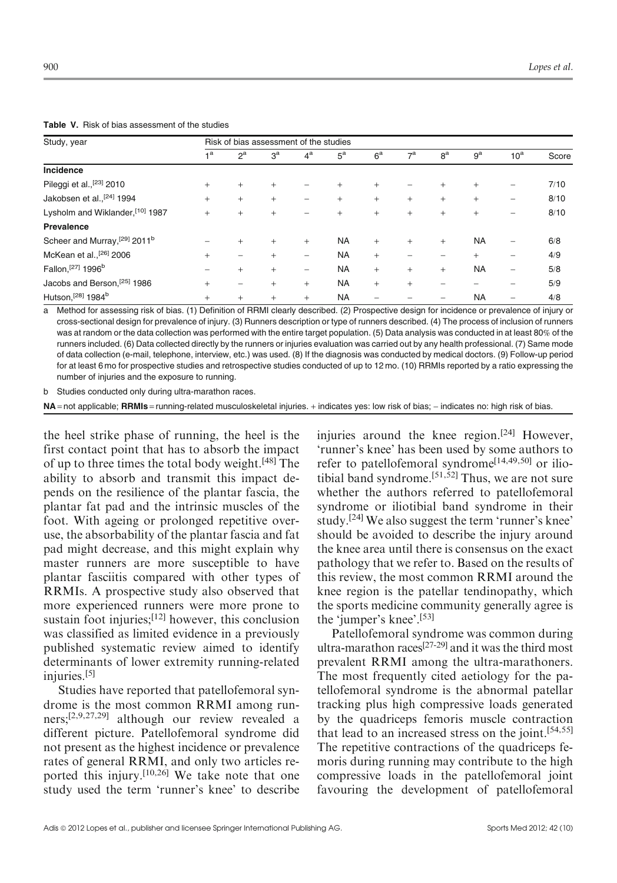**Table V.** Risk of bias assessment of the studies

| Study, year | Risk of bias assessment of the studies | | | | | | | | | | |
|---|---|---|---|---|---|---|---|---|---|---|---|
| | 1[a] | 2[a] | 3[a] | 4[a] | 5[a] | 6[a] | 7[a] | 8[a] | 9[a] | 10[a] | Score |
| **Incidence** | | | | | | | | | | | |
| Pileggi et al.,[23] 2010 | + | + | + | − | + | + | − | + | + | − | 7/10 |
| Jakobsen et al.,[24] 1994 | + | + | + | − | + | + | + | + | + | − | 8/10 |
| Lysholm and Wiklander,[10] 1987 | + | + | + | − | + | + | + | + | + | − | 8/10 |
| **Prevalence** | | | | | | | | | | | |
| Scheer and Murray,[29] 2011[b] | − | + | + | + | NA | + | + | + | NA | − | 6/8 |
| McKean et al.,[26] 2006 | + | − | + | − | NA | + | − | − | + | − | 4/9 |
| Fallon,[27] 1996[b] | − | + | + | − | NA | + | + | + | NA | − | 5/8 |
| Jacobs and Berson,[25] 1986 | + | − | + | + | NA | + | + | − | − | − | 5/9 |
| Hutson,[28] 1984[b] | + | + | + | + | NA | − | − | − | NA | − | 4/8 |

a Method for assessing risk of bias. (1) Definition of RRMI clearly described. (2) Prospective design for incidence or prevalence of injury or cross-sectional design for prevalence of injury. (3) Runners description or type of runners described. (4) The process of inclusion of runners was at random or the data collection was performed with the entire target population. (5) Data analysis was conducted in at least 80% of the runners included. (6) Data collected directly by the runners or injuries evaluation was carried out by any health professional. (7) Same mode of data collection (e-mail, telephone, interview, etc.) was used. (8) If the diagnosis was conducted by medical doctors. (9) Follow-up period for at least 6 mo for prospective studies and retrospective studies conducted of up to 12 mo. (10) RRMIs reported by a ratio expressing the number of injuries and the exposure to running.

b Studies conducted only during ultra-marathon races.

**NA** = not applicable; **RRMIs** = running-related musculoskeletal injuries. + indicates yes: low risk of bias; − indicates no: high risk of bias.

the heel strike phase of running, the heel is the first contact point that has to absorb the impact of up to three times the total body weight.[48] The ability to absorb and transmit this impact depends on the resilience of the plantar fascia, the plantar fat pad and the intrinsic muscles of the foot. With ageing or prolonged repetitive overuse, the absorbability of the plantar fascia and fat pad might decrease, and this might explain why master runners are more susceptible to have plantar fasciitis compared with other types of RRMIs. A prospective study also observed that more experienced runners were more prone to sustain foot injuries;[12] however, this conclusion was classified as limited evidence in a previously published systematic review aimed to identify determinants of lower extremity running-related injuries.[5]

Studies have reported that patellofemoral syndrome is the most common RRMI among runners;[2,9,27,29] although our review revealed a different picture. Patellofemoral syndrome did not present as the highest incidence or prevalence rates of general RRMI, and only two articles reported this injury.[10,26] We take note that one study used the term 'runner's knee' to describe injuries around the knee region.[24] However, 'runner's knee' has been used by some authors to refer to patellofemoral syndrome[14,49,50] or iliotibial band syndrome.[51,52] Thus, we are not sure whether the authors referred to patellofemoral syndrome or iliotibial band syndrome in their study.[24] We also suggest the term 'runner's knee' should be avoided to describe the injury around the knee area until there is consensus on the exact pathology that we refer to. Based on the results of this review, the most common RRMI around the knee region is the patellar tendinopathy, which the sports medicine community generally agree is the 'jumper's knee'.[53]

Patellofemoral syndrome was common during ultra-marathon races[27-29] and it was the third most prevalent RRMI among the ultra-marathoners. The most frequently cited aetiology for the patellofemoral syndrome is the abnormal patellar tracking plus high compressive loads generated by the quadriceps femoris muscle contraction that lead to an increased stress on the joint.[54,55] The repetitive contractions of the quadriceps femoris during running may contribute to the high compressive loads in the patellofemoral joint favouring the development of patellofemoral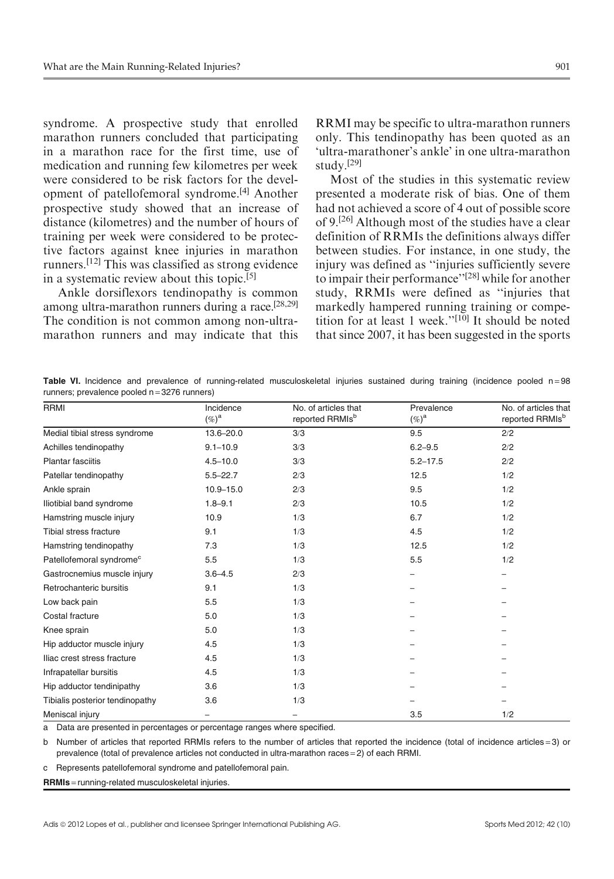syndrome. A prospective study that enrolled marathon runners concluded that participating in a marathon race for the first time, use of medication and running few kilometres per week were considered to be risk factors for the development of patellofemoral syndrome.[4] Another prospective study showed that an increase of distance (kilometres) and the number of hours of training per week were considered to be protective factors against knee injuries in marathon runners.[12] This was classified as strong evidence in a systematic review about this topic.[5]

Ankle dorsiflexors tendinopathy is common among ultra-marathon runners during a race.[28,29] The condition is not common among non-ultra-marathon runners and may indicate that this RRMI may be specific to ultra-marathon runners only. This tendinopathy has been quoted as an 'ultra-marathoner's ankle' in one ultra-marathon study.[29]

Most of the studies in this systematic review presented a moderate risk of bias. One of them had not achieved a score of 4 out of possible score of 9.[26] Although most of the studies have a clear definition of RRMIs the definitions always differ between studies. For instance, in one study, the injury was defined as "injuries sufficiently severe to impair their performance"[28] while for another study, RRMIs were defined as "injuries that markedly hampered running training or competition for at least 1 week."[10] It should be noted that since 2007, it has been suggested in the sports

**Table VI.** Incidence and prevalence of running-related musculoskeletal injuries sustained during training (incidence pooled n = 98 runners; prevalence pooled n = 3276 runners)

| RRMI | Incidence (%)[a] | No. of articles that reported RRMIs[b] | Prevalence (%)[a] | No. of articles that reported RRMIs[b] |
|---|---|---|---|---|
| Medial tibial stress syndrome | 13.6–20.0 | 3/3 | 9.5 | 2/2 |
| Achilles tendinopathy | 9.1–10.9 | 3/3 | 6.2–9.5 | 2/2 |
| Plantar fasciitis | 4.5–10.0 | 3/3 | 5.2–17.5 | 2/2 |
| Patellar tendinopathy | 5.5–22.7 | 2/3 | 12.5 | 1/2 |
| Ankle sprain | 10.9–15.0 | 2/3 | 9.5 | 1/2 |
| Iliotibial band syndrome | 1.8–9.1 | 2/3 | 10.5 | 1/2 |
| Hamstring muscle injury | 10.9 | 1/3 | 6.7 | 1/2 |
| Tibial stress fracture | 9.1 | 1/3 | 4.5 | 1/2 |
| Hamstring tendinopathy | 7.3 | 1/3 | 12.5 | 1/2 |
| Patellofemoral syndrome[c] | 5.5 | 1/3 | 5.5 | 1/2 |
| Gastrocnemius muscle injury | 3.6–4.5 | 2/3 | – | – |
| Retrochanteric bursitis | 9.1 | 1/3 | – | – |
| Low back pain | 5.5 | 1/3 | – | – |
| Costal fracture | 5.0 | 1/3 | – | – |
| Knee sprain | 5.0 | 1/3 | – | – |
| Hip adductor muscle injury | 4.5 | 1/3 | – | – |
| Iliac crest stress fracture | 4.5 | 1/3 | – | – |
| Infrapatellar bursitis | 4.5 | 1/3 | – | – |
| Hip adductor tendinipathy | 3.6 | 1/3 | – | – |
| Tibialis posterior tendinopathy | 3.6 | 1/3 | – | – |
| Meniscal injury | – | – | 3.5 | 1/2 |

a Data are presented in percentages or percentage ranges where specified.

b Number of articles that reported RRMIs refers to the number of articles that reported the incidence (total of incidence articles = 3) or prevalence (total of prevalence articles not conducted in ultra-marathon races = 2) of each RRMI.

c Represents patellofemoral syndrome and patellofemoral pain.

**RRMIs** = running-related musculoskeletal injuries.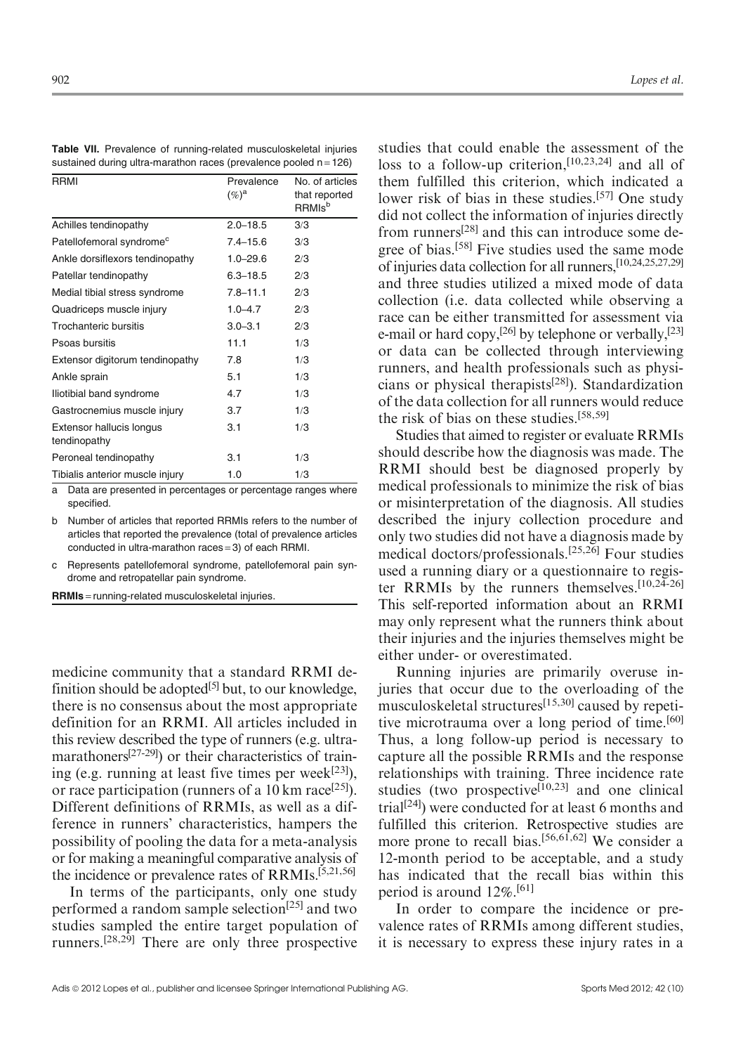**Table VII.** Prevalence of running-related musculoskeletal injuries sustained during ultra-marathon races (prevalence pooled n = 126)

| RRMI | Prevalence (%)[a] | No. of articles that reported RRMIs[b] |
|---|---|---|
| Achilles tendinopathy | 2.0–18.5 | 3/3 |
| Patellofemoral syndrome[c] | 7.4–15.6 | 3/3 |
| Ankle dorsiflexors tendinopathy | 1.0–29.6 | 2/3 |
| Patellar tendinopathy | 6.3–18.5 | 2/3 |
| Medial tibial stress syndrome | 7.8–11.1 | 2/3 |
| Quadriceps muscle injury | 1.0–4.7 | 2/3 |
| Trochanteric bursitis | 3.0–3.1 | 2/3 |
| Psoas bursitis | 11.1 | 1/3 |
| Extensor digitorum tendinopathy | 7.8 | 1/3 |
| Ankle sprain | 5.1 | 1/3 |
| Iliotibial band syndrome | 4.7 | 1/3 |
| Gastrocnemius muscle injury | 3.7 | 1/3 |
| Extensor hallucis longus tendinopathy | 3.1 | 1/3 |
| Peroneal tendinopathy | 3.1 | 1/3 |
| Tibialis anterior muscle injury | 1.0 | 1/3 |

a Data are presented in percentages or percentage ranges where specified.

b Number of articles that reported RRMIs refers to the number of articles that reported the prevalence (total of prevalence articles conducted in ultra-marathon races = 3) of each RRMI.

c Represents patellofemoral syndrome, patellofemoral pain syndrome and retropatellar pain syndrome.

**RRMIs** = running-related musculoskeletal injuries.

medicine community that a standard RRMI definition should be adopted[5] but, to our knowledge, there is no consensus about the most appropriate definition for an RRMI. All articles included in this review described the type of runners (e.g. ultra-marathoners[27-29]) or their characteristics of training (e.g. running at least five times per week[23]), or race participation (runners of a 10 km race[25]). Different definitions of RRMIs, as well as a difference in runners' characteristics, hampers the possibility of pooling the data for a meta-analysis or for making a meaningful comparative analysis of the incidence or prevalence rates of RRMIs.[5,21,56]

In terms of the participants, only one study performed a random sample selection[25] and two studies sampled the entire target population of runners.[28,29] There are only three prospective studies that could enable the assessment of the loss to a follow-up criterion,[10,23,24] and all of them fulfilled this criterion, which indicated a lower risk of bias in these studies.[57] One study did not collect the information of injuries directly from runners[28] and this can introduce some degree of bias.[58] Five studies used the same mode of injuries data collection for all runners,[10,24,25,27,29] and three studies utilized a mixed mode of data collection (i.e. data collected while observing a race can be either transmitted for assessment via e-mail or hard copy,[26] by telephone or verbally,[23] or data can be collected through interviewing runners, and health professionals such as physicians or physical therapists[28]). Standardization of the data collection for all runners would reduce the risk of bias on these studies.[58,59]

Studies that aimed to register or evaluate RRMIs should describe how the diagnosis was made. The RRMI should best be diagnosed properly by medical professionals to minimize the risk of bias or misinterpretation of the diagnosis. All studies described the injury collection procedure and only two studies did not have a diagnosis made by medical doctors/professionals.[25,26] Four studies used a running diary or a questionnaire to register RRMIs by the runners themselves.[10,24-26] This self-reported information about an RRMI may only represent what the runners think about their injuries and the injuries themselves might be either under- or overestimated.

Running injuries are primarily overuse injuries that occur due to the overloading of the musculoskeletal structures[15,30] caused by repetitive microtrauma over a long period of time.[60] Thus, a long follow-up period is necessary to capture all the possible RRMIs and the response relationships with training. Three incidence rate studies (two prospective[10,23] and one clinical trial[24]) were conducted for at least 6 months and fulfilled this criterion. Retrospective studies are more prone to recall bias.[56,61,62] We consider a 12-month period to be acceptable, and a study has indicated that the recall bias within this period is around 12%.[61]

In order to compare the incidence or prevalence rates of RRMIs among different studies, it is necessary to express these injury rates in a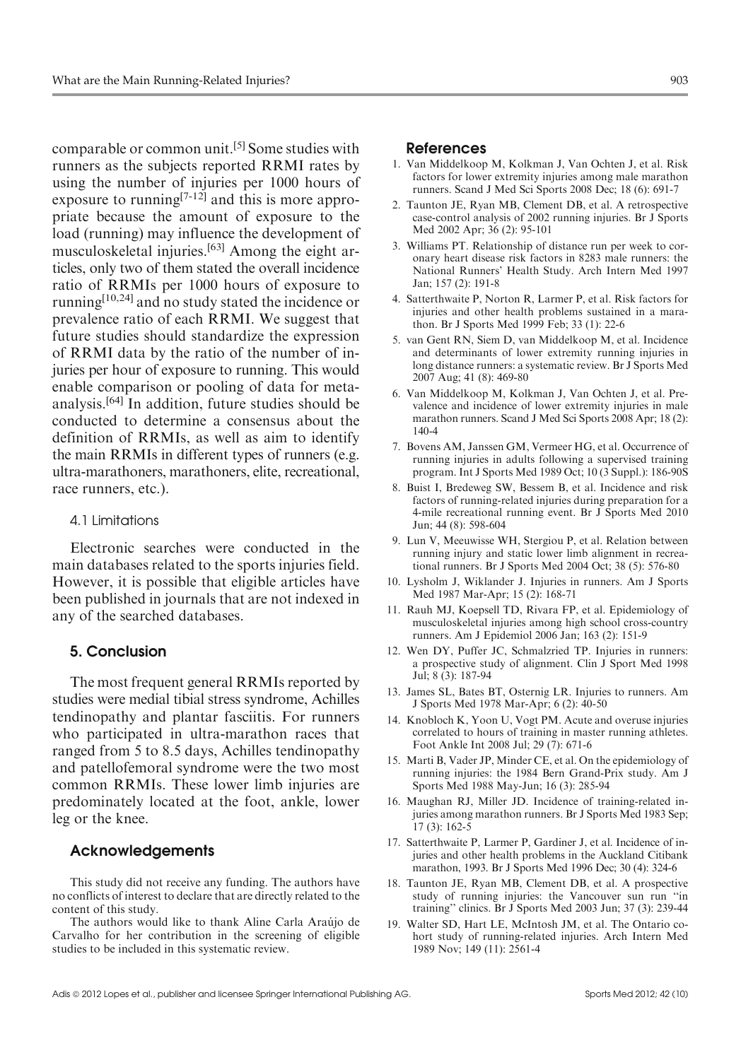comparable or common unit.[5] Some studies with runners as the subjects reported RRMI rates by using the number of injuries per 1000 hours of exposure to running[7-12] and this is more appropriate because the amount of exposure to the load (running) may influence the development of musculoskeletal injuries.[63] Among the eight articles, only two of them stated the overall incidence ratio of RRMIs per 1000 hours of exposure to running[10,24] and no study stated the incidence or prevalence ratio of each RRMI. We suggest that future studies should standardize the expression of RRMI data by the ratio of the number of injuries per hour of exposure to running. This would enable comparison or pooling of data for meta-analysis.[64] In addition, future studies should be conducted to determine a consensus about the definition of RRMIs, as well as aim to identify the main RRMIs in different types of runners (e.g. ultra-marathoners, marathoners, elite, recreational, race runners, etc.).

### 4.1 Limitations

Electronic searches were conducted in the main databases related to the sports injuries field. However, it is possible that eligible articles have been published in journals that are not indexed in any of the searched databases.

## 5. Conclusion

The most frequent general RRMIs reported by studies were medial tibial stress syndrome, Achilles tendinopathy and plantar fasciitis. For runners who participated in ultra-marathon races that ranged from 5 to 8.5 days, Achilles tendinopathy and patellofemoral syndrome were the two most common RRMIs. These lower limb injuries are predominately located at the foot, ankle, lower leg or the knee.

## Acknowledgements

This study did not receive any funding. The authors have no conflicts of interest to declare that are directly related to the content of this study.

The authors would like to thank Aline Carla Araújo de Carvalho for her contribution in the screening of eligible studies to be included in this systematic review.

## References

1. Van Middelkoop M, Kolkman J, Van Ochten J, et al. Risk factors for lower extremity injuries among male marathon runners. Scand J Med Sci Sports 2008 Dec; 18 (6): 691-7
2. Taunton JE, Ryan MB, Clement DB, et al. A retrospective case-control analysis of 2002 running injuries. Br J Sports Med 2002 Apr; 36 (2): 95-101
3. Williams PT. Relationship of distance run per week to coronary heart disease risk factors in 8283 male runners: the National Runners' Health Study. Arch Intern Med 1997 Jan; 157 (2): 191-8
4. Satterthwaite P, Norton R, Larmer P, et al. Risk factors for injuries and other health problems sustained in a marathon. Br J Sports Med 1999 Feb; 33 (1): 22-6
5. van Gent RN, Siem D, van Middelkoop M, et al. Incidence and determinants of lower extremity running injuries in long distance runners: a systematic review. Br J Sports Med 2007 Aug; 41 (8): 469-80
6. Van Middelkoop M, Kolkman J, Van Ochten J, et al. Prevalence and incidence of lower extremity injuries in male marathon runners. Scand J Med Sci Sports 2008 Apr; 18 (2): 140-4
7. Bovens AM, Janssen GM, Vermeer HG, et al. Occurrence of running injuries in adults following a supervised training program. Int J Sports Med 1989 Oct; 10 (3 Suppl.): 186-90S
8. Buist I, Bredeweg SW, Bessem B, et al. Incidence and risk factors of running-related injuries during preparation for a 4-mile recreational running event. Br J Sports Med 2010 Jun; 44 (8): 598-604
9. Lun V, Meeuwisse WH, Stergiou P, et al. Relation between running injury and static lower limb alignment in recreational runners. Br J Sports Med 2004 Oct; 38 (5): 576-80
10. Lysholm J, Wiklander J. Injuries in runners. Am J Sports Med 1987 Mar-Apr; 15 (2): 168-71
11. Rauh MJ, Koepsell TD, Rivara FP, et al. Epidemiology of musculoskeletal injuries among high school cross-country runners. Am J Epidemiol 2006 Jan; 163 (2): 151-9
12. Wen DY, Puffer JC, Schmalzried TP. Injuries in runners: a prospective study of alignment. Clin J Sport Med 1998 Jul; 8 (3): 187-94
13. James SL, Bates BT, Osternig LR. Injuries to runners. Am J Sports Med 1978 Mar-Apr; 6 (2): 40-50
14. Knobloch K, Yoon U, Vogt PM. Acute and overuse injuries correlated to hours of training in master running athletes. Foot Ankle Int 2008 Jul; 29 (7): 671-6
15. Marti B, Vader JP, Minder CE, et al. On the epidemiology of running injuries: the 1984 Bern Grand-Prix study. Am J Sports Med 1988 May-Jun; 16 (3): 285-94
16. Maughan RJ, Miller JD. Incidence of training-related injuries among marathon runners. Br J Sports Med 1983 Sep; 17 (3): 162-5
17. Satterthwaite P, Larmer P, Gardiner J, et al. Incidence of injuries and other health problems in the Auckland Citibank marathon, 1993. Br J Sports Med 1996 Dec; 30 (4): 324-6
18. Taunton JE, Ryan MB, Clement DB, et al. A prospective study of running injuries: the Vancouver sun run "in training" clinics. Br J Sports Med 2003 Jun; 37 (3): 239-44
19. Walter SD, Hart LE, McIntosh JM, et al. The Ontario cohort study of running-related injuries. Arch Intern Med 1989 Nov; 149 (11): 2561-4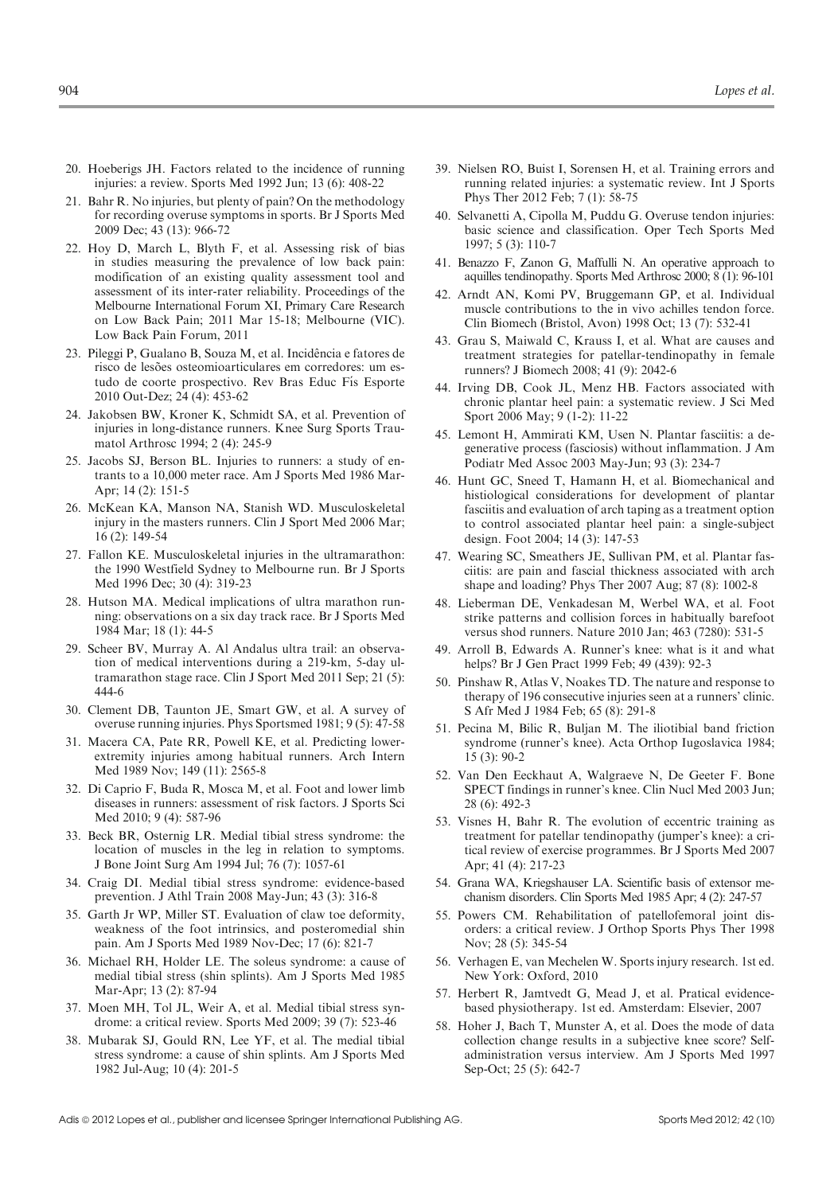20. Hoeberigs JH. Factors related to the incidence of running injuries: a review. Sports Med 1992 Jun; 13 (6): 408-22
21. Bahr R. No injuries, but plenty of pain? On the methodology for recording overuse symptoms in sports. Br J Sports Med 2009 Dec; 43 (13): 966-72
22. Hoy D, March L, Blyth F, et al. Assessing risk of bias in studies measuring the prevalence of low back pain: modification of an existing quality assessment tool and assessment of its inter-rater reliability. Proceedings of the Melbourne International Forum XI, Primary Care Research on Low Back Pain; 2011 Mar 15-18; Melbourne (VIC). Low Back Pain Forum, 2011
23. Pileggi P, Gualano B, Souza M, et al. Incidência e fatores de risco de lesões osteomioarticulares em corredores: um estudo de coorte prospectivo. Rev Bras Educ Fís Esporte 2010 Out-Dez; 24 (4): 453-62
24. Jakobsen BW, Kroner K, Schmidt SA, et al. Prevention of injuries in long-distance runners. Knee Surg Sports Traumatol Arthrosc 1994; 2 (4): 245-9
25. Jacobs SJ, Berson BL. Injuries to runners: a study of entrants to a 10,000 meter race. Am J Sports Med 1986 Mar-Apr; 14 (2): 151-5
26. McKean KA, Manson NA, Stanish WD. Musculoskeletal injury in the masters runners. Clin J Sport Med 2006 Mar; 16 (2): 149-54
27. Fallon KE. Musculoskeletal injuries in the ultramarathon: the 1990 Westfield Sydney to Melbourne run. Br J Sports Med 1996 Dec; 30 (4): 319-23
28. Hutson MA. Medical implications of ultra marathon running: observations on a six day track race. Br J Sports Med 1984 Mar; 18 (1): 44-5
29. Scheer BV, Murray A. Al Andalus ultra trail: an observation of medical interventions during a 219-km, 5-day ultramarathon stage race. Clin J Sport Med 2011 Sep; 21 (5): 444-6
30. Clement DB, Taunton JE, Smart GW, et al. A survey of overuse running injuries. Phys Sportsmed 1981; 9 (5): 47-58
31. Macera CA, Pate RR, Powell KE, et al. Predicting lower-extremity injuries among habitual runners. Arch Intern Med 1989 Nov; 149 (11): 2565-8
32. Di Caprio F, Buda R, Mosca M, et al. Foot and lower limb diseases in runners: assessment of risk factors. J Sports Sci Med 2010; 9 (4): 587-96
33. Beck BR, Osternig LR. Medial tibial stress syndrome: the location of muscles in the leg in relation to symptoms. J Bone Joint Surg Am 1994 Jul; 76 (7): 1057-61
34. Craig DI. Medial tibial stress syndrome: evidence-based prevention. J Athl Train 2008 May-Jun; 43 (3): 316-8
35. Garth Jr WP, Miller ST. Evaluation of claw toe deformity, weakness of the foot intrinsics, and posteromedial shin pain. Am J Sports Med 1989 Nov-Dec; 17 (6): 821-7
36. Michael RH, Holder LE. The soleus syndrome: a cause of medial tibial stress (shin splints). Am J Sports Med 1985 Mar-Apr; 13 (2): 87-94
37. Moen MH, Tol JL, Weir A, et al. Medial tibial stress syndrome: a critical review. Sports Med 2009; 39 (7): 523-46
38. Mubarak SJ, Gould RN, Lee YF, et al. The medial tibial stress syndrome: a cause of shin splints. Am J Sports Med 1982 Jul-Aug; 10 (4): 201-5
39. Nielsen RO, Buist I, Sorensen H, et al. Training errors and running related injuries: a systematic review. Int J Sports Phys Ther 2012 Feb; 7 (1): 58-75
40. Selvanetti A, Cipolla M, Puddu G. Overuse tendon injuries: basic science and classification. Oper Tech Sports Med 1997; 5 (3): 110-7
41. Benazzo F, Zanon G, Maffulli N. An operative approach to aquilles tendinopathy. Sports Med Arthrosc 2000; 8 (1): 96-101
42. Arndt AN, Komi PV, Bruggemann GP, et al. Individual muscle contributions to the in vivo achilles tendon force. Clin Biomech (Bristol, Avon) 1998 Oct; 13 (7): 532-41
43. Grau S, Maiwald C, Krauss I, et al. What are causes and treatment strategies for patellar-tendinopathy in female runners? J Biomech 2008; 41 (9): 2042-6
44. Irving DB, Cook JL, Menz HB. Factors associated with chronic plantar heel pain: a systematic review. J Sci Med Sport 2006 May; 9 (1-2): 11-22
45. Lemont H, Ammirati KM, Usen N. Plantar fasciitis: a degenerative process (fasciosis) without inflammation. J Am Podiatr Med Assoc 2003 May-Jun; 93 (3): 234-7
46. Hunt GC, Sneed T, Hamann H, et al. Biomechanical and histiological considerations for development of plantar fasciitis and evaluation of arch taping as a treatment option to control associated plantar heel pain: a single-subject design. Foot 2004; 14 (3): 147-53
47. Wearing SC, Smeathers JE, Sullivan PM, et al. Plantar fasciitis: are pain and fascial thickness associated with arch shape and loading? Phys Ther 2007 Aug; 87 (8): 1002-8
48. Lieberman DE, Venkadesan M, Werbel WA, et al. Foot strike patterns and collision forces in habitually barefoot versus shod runners. Nature 2010 Jan; 463 (7280): 531-5
49. Arroll B, Edwards A. Runner's knee: what is it and what helps? Br J Gen Pract 1999 Feb; 49 (439): 92-3
50. Pinshaw R, Atlas V, Noakes TD. The nature and response to therapy of 196 consecutive injuries seen at a runners' clinic. S Afr Med J 1984 Feb; 65 (8): 291-8
51. Pecina M, Bilic R, Buljan M. The iliotibial band friction syndrome (runner's knee). Acta Orthop Iugoslavica 1984; 15 (3): 90-2
52. Van Den Eeckhaut A, Walgraeve N, De Geeter F. Bone SPECT findings in runner's knee. Clin Nucl Med 2003 Jun; 28 (6): 492-3
53. Visnes H, Bahr R. The evolution of eccentric training as treatment for patellar tendinopathy (jumper's knee): a critical review of exercise programmes. Br J Sports Med 2007 Apr; 41 (4): 217-23
54. Grana WA, Kriegshauser LA. Scientific basis of extensor mechanism disorders. Clin Sports Med 1985 Apr; 4 (2): 247-57
55. Powers CM. Rehabilitation of patellofemoral joint disorders: a critical review. J Orthop Sports Phys Ther 1998 Nov; 28 (5): 345-54
56. Verhagen E, van Mechelen W. Sports injury research. 1st ed. New York: Oxford, 2010
57. Herbert R, Jamtvedt G, Mead J, et al. Pratical evidence-based physiotherapy. 1st ed. Amsterdam: Elsevier, 2007
58. Hoher J, Bach T, Munster A, et al. Does the mode of data collection change results in a subjective knee score? Self-administration versus interview. Am J Sports Med 1997 Sep-Oct; 25 (5): 642-7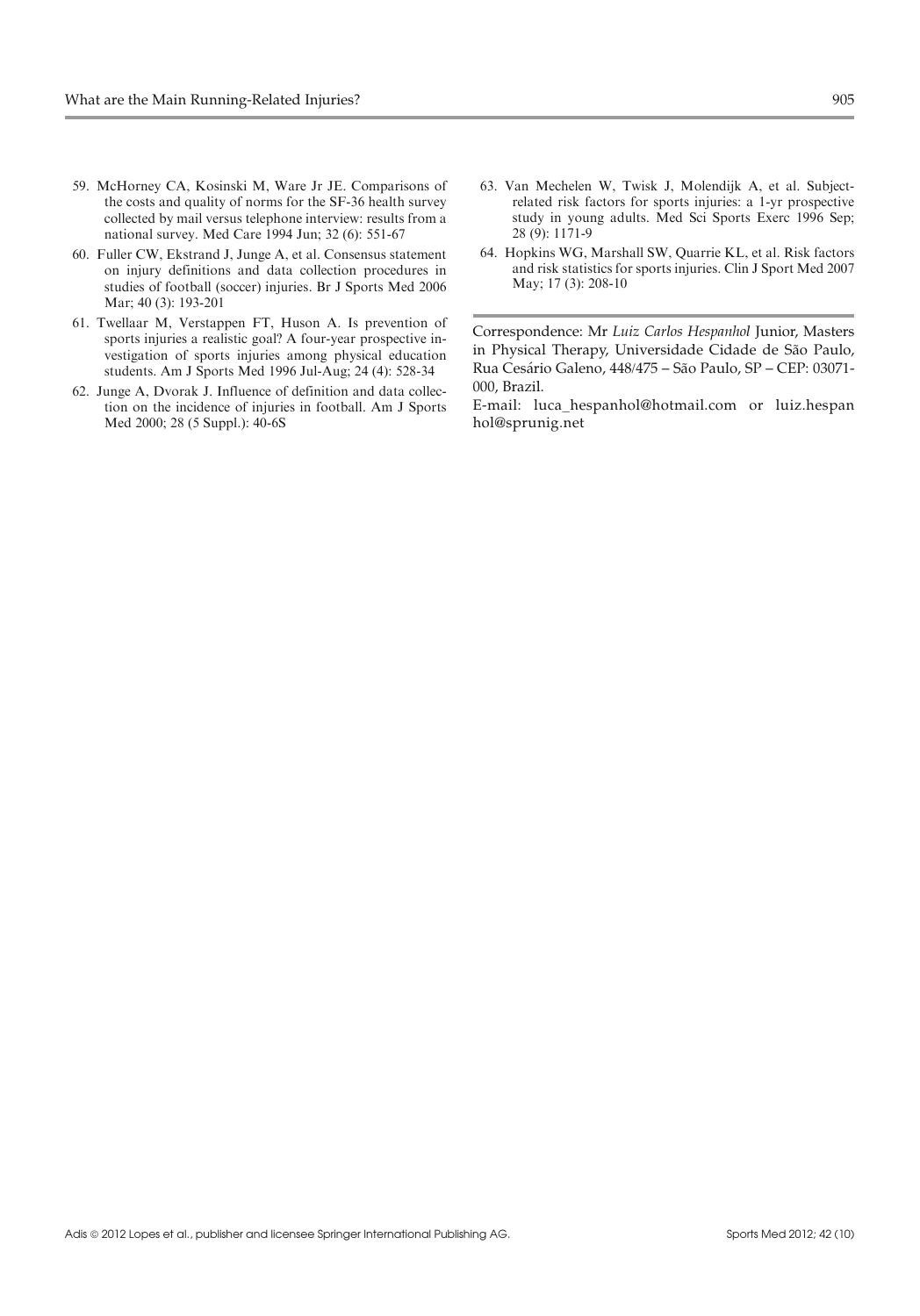59. McHorney CA, Kosinski M, Ware Jr JE. Comparisons of the costs and quality of norms for the SF-36 health survey collected by mail versus telephone interview: results from a national survey. Med Care 1994 Jun; 32 (6): 551-67

60. Fuller CW, Ekstrand J, Junge A, et al. Consensus statement on injury definitions and data collection procedures in studies of football (soccer) injuries. Br J Sports Med 2006 Mar; 40 (3): 193-201

61. Twellaar M, Verstappen FT, Huson A. Is prevention of sports injuries a realistic goal? A four-year prospective investigation of sports injuries among physical education students. Am J Sports Med 1996 Jul-Aug; 24 (4): 528-34

62. Junge A, Dvorak J. Influence of definition and data collection on the incidence of injuries in football. Am J Sports Med 2000; 28 (5 Suppl.): 40-6S

63. Van Mechelen W, Twisk J, Molendijk A, et al. Subject-related risk factors for sports injuries: a 1-yr prospective study in young adults. Med Sci Sports Exerc 1996 Sep; 28 (9): 1171-9

64. Hopkins WG, Marshall SW, Quarrie KL, et al. Risk factors and risk statistics for sports injuries. Clin J Sport Med 2007 May; 17 (3): 208-10

Correspondence: Mr *Luiz Carlos Hespanhol* Junior, Masters in Physical Therapy, Universidade Cidade de São Paulo, Rua Cesário Galeno, 448/475 – São Paulo, SP – CEP: 03071-000, Brazil.

E-mail: luca_hespanhol@hotmail.com or luiz.hespanhol@sprunig.net